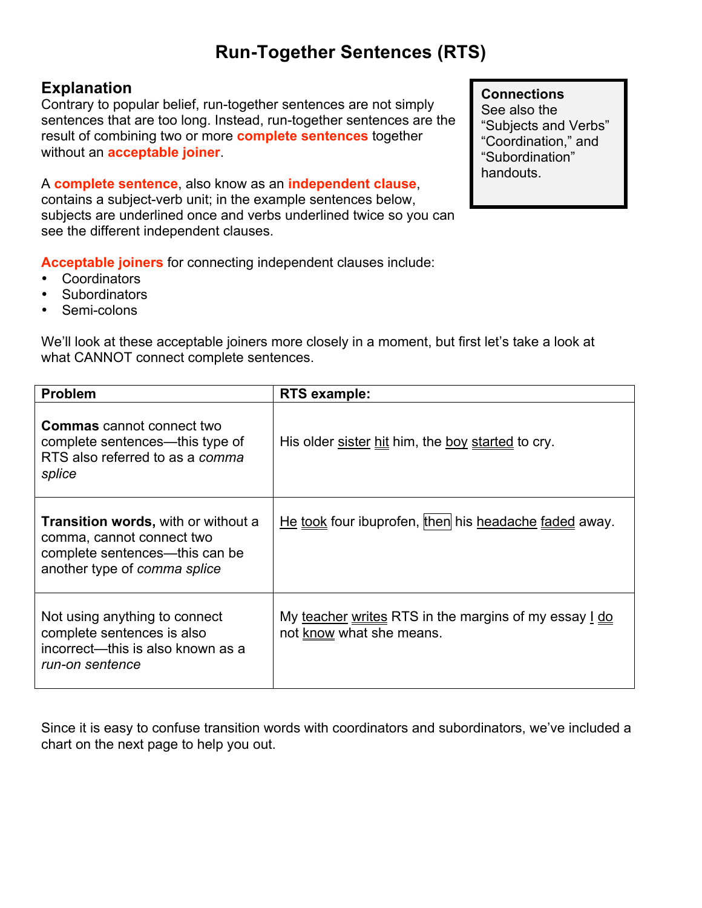# Run-Together Sentences (RTS)

## Explanation

Contrary to popular belief, run-together sentences are not simply sentences that are too long. Instead, run-together sentences are the result of combining two or more **complete sentences** together without an **acceptable joiner**.

A **complete sentence**, also know as an **independent clause**, contains a subject-verb unit; in the example sentences below, subjects are underlined once and verbs underlined twice so you can see the different independent clauses.

> **Connections**
> See also the "Subjects and Verbs" "Coordination," and "Subordination" handouts.

**Acceptable joiners** for connecting independent clauses include:

- Coordinators
- Subordinators
- Semi-colons

We'll look at these acceptable joiners more closely in a moment, but first let's take a look at what CANNOT connect complete sentences.

| Problem | RTS example: |
| --- | --- |
| **Commas** cannot connect two complete sentences—this type of RTS also referred to as a *comma splice* | His older sister hit him, the boy started to cry. |
| **Transition words,** with or without a comma, cannot connect two complete sentences—this can be another type of *comma splice* | He took four ibuprofen, then his headache faded away. |
| Not using anything to connect complete sentences is also incorrect—this is also known as a *run-on sentence* | My teacher writes RTS in the margins of my essay I do not know what she means. |

Since it is easy to confuse transition words with coordinators and subordinators, we've included a chart on the next page to help you out.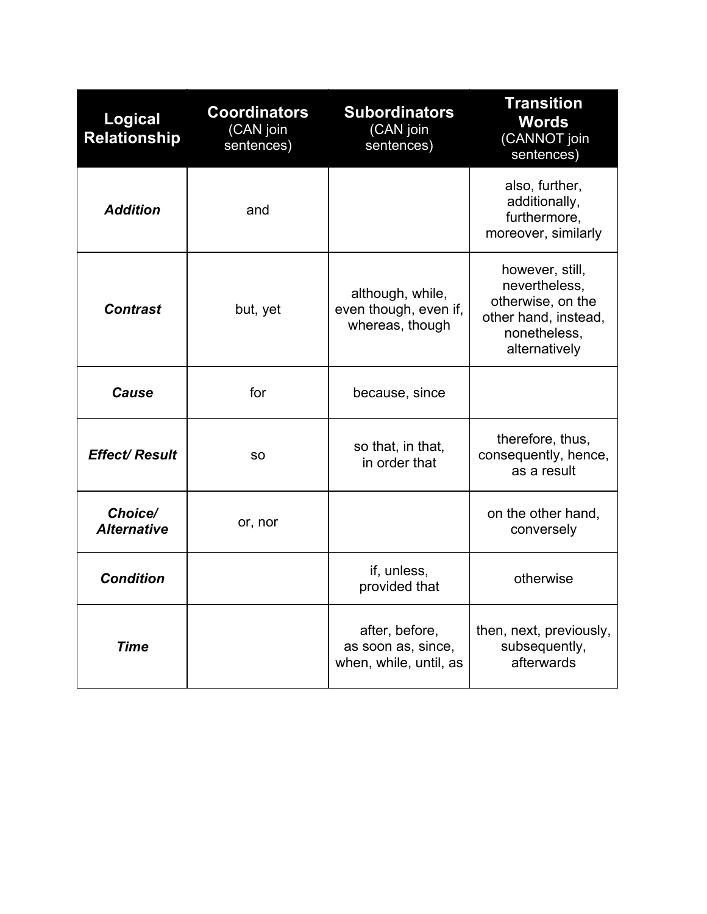| **Logical Relationship** | **Coordinators** (CAN join sentences) | **Subordinators** (CAN join sentences) | **Transition Words** (CANNOT join sentences) |
|---|---|---|---|
| ***Addition*** | and | | also, further, additionally, furthermore, moreover, similarly |
| ***Contrast*** | but, yet | although, while, even though, even if, whereas, though | however, still, nevertheless, otherwise, on the other hand, instead, nonetheless, alternatively |
| ***Cause*** | for | because, since | |
| ***Effect/ Result*** | so | so that, in that, in order that | therefore, thus, consequently, hence, as a result |
| ***Choice/ Alternative*** | or, nor | | on the other hand, conversely |
| ***Condition*** | | if, unless, provided that | otherwise |
| ***Time*** | | after, before, as soon as, since, when, while, until, as | then, next, previously, subsequently, afterwards |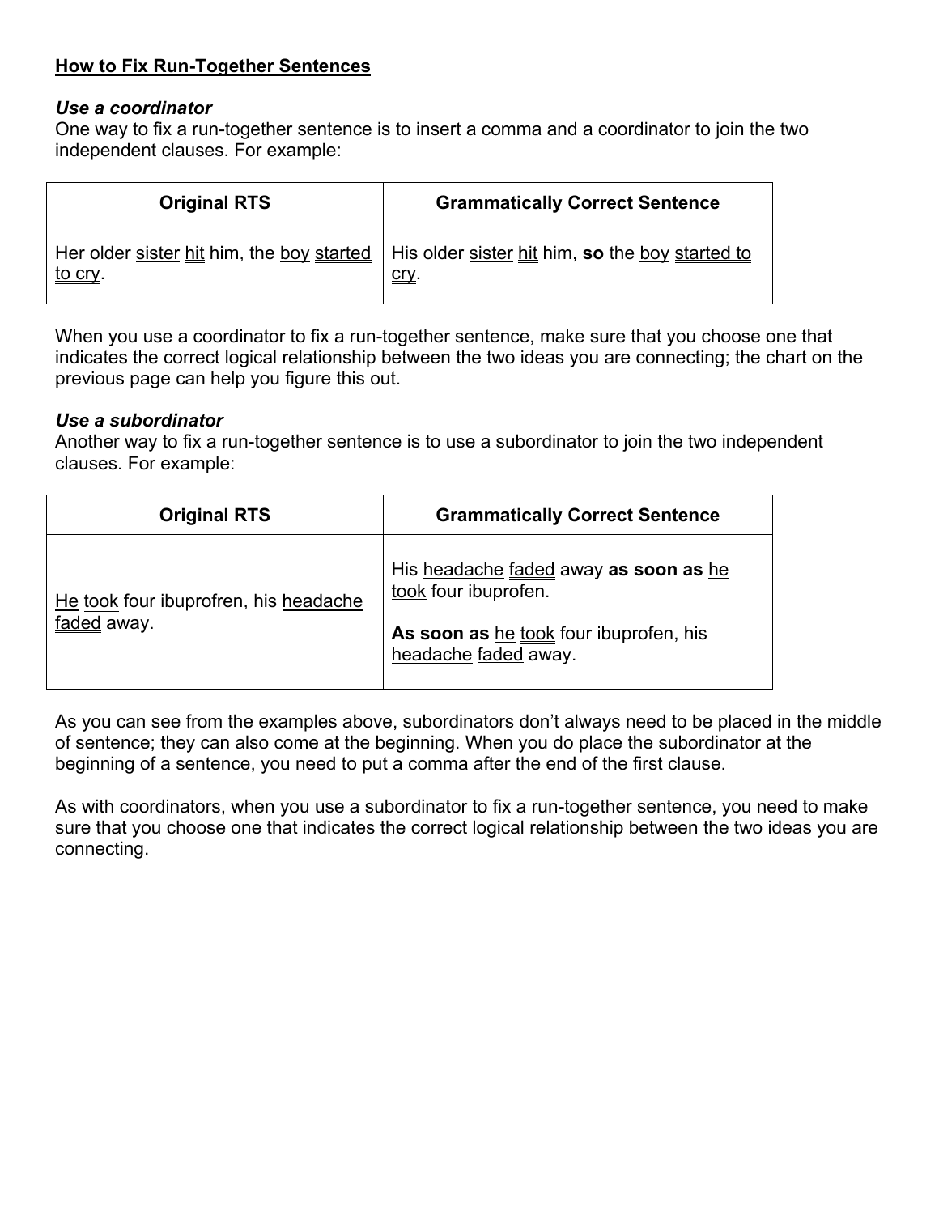**How to Fix Run-Together Sentences**

***Use a coordinator***

One way to fix a run-together sentence is to insert a comma and a coordinator to join the two independent clauses. For example:

| Original RTS | Grammatically Correct Sentence |
| --- | --- |
| Her older sister hit him, the boy started to cry. | His older sister hit him, **so** the boy started to cry. |

When you use a coordinator to fix a run-together sentence, make sure that you choose one that indicates the correct logical relationship between the two ideas you are connecting; the chart on the previous page can help you figure this out.

***Use a subordinator***

Another way to fix a run-together sentence is to use a subordinator to join the two independent clauses. For example:

| Original RTS | Grammatically Correct Sentence |
| --- | --- |
| He took four ibuprofren, his headache faded away. | His headache faded away **as soon as** he took four ibuprofen.<br><br>**As soon as** he took four ibuprofen, his headache faded away. |

As you can see from the examples above, subordinators don't always need to be placed in the middle of sentence; they can also come at the beginning. When you do place the subordinator at the beginning of a sentence, you need to put a comma after the end of the first clause.

As with coordinators, when you use a subordinator to fix a run-together sentence, you need to make sure that you choose one that indicates the correct logical relationship between the two ideas you are connecting.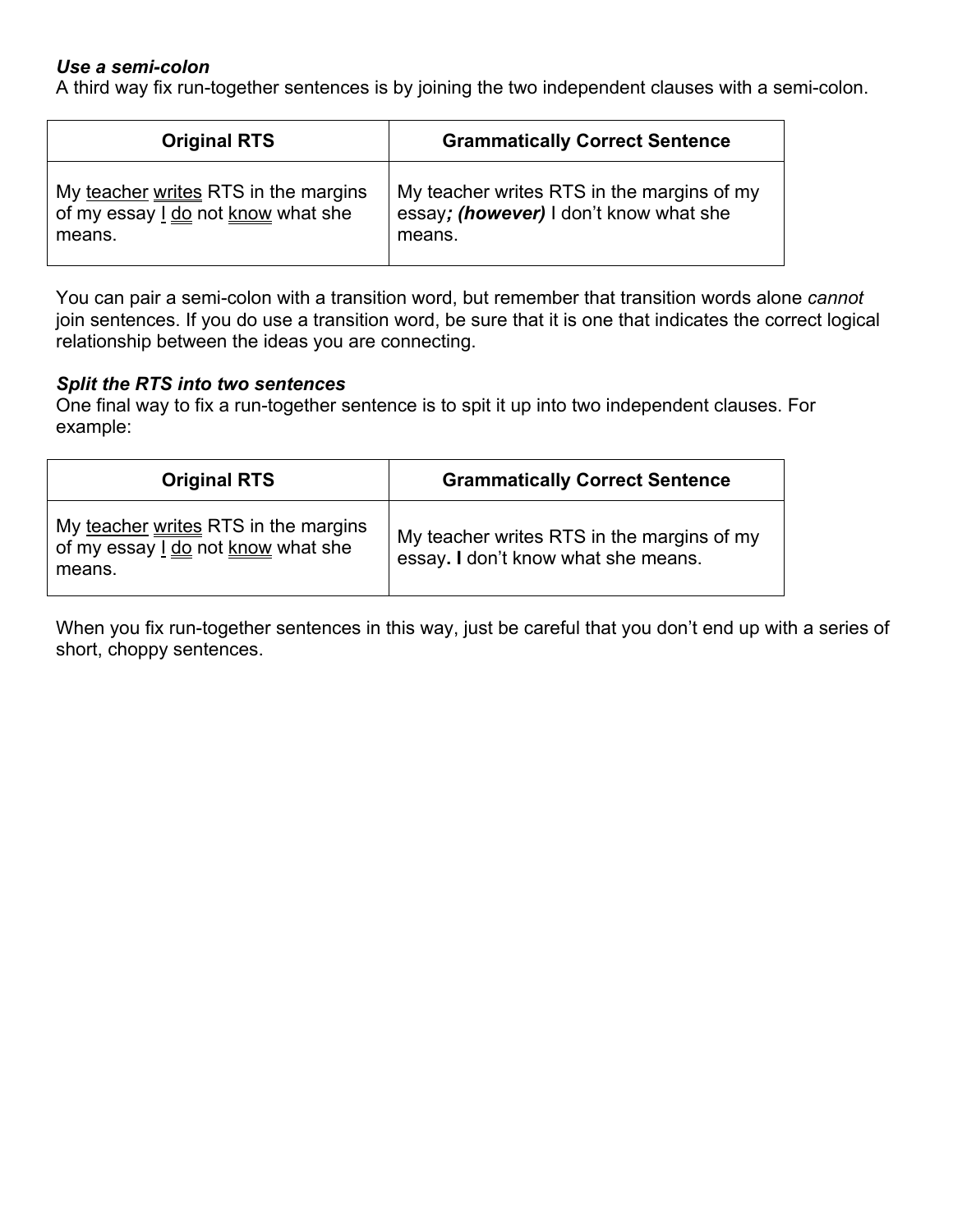***Use a semi-colon***
A third way fix run-together sentences is by joining the two independent clauses with a semi-colon.

| Original RTS | Grammatically Correct Sentence |
|---|---|
| My <u>teacher</u> <u>writes</u> RTS in the margins of my essay <u>I</u> <u>do</u> not <u>know</u> what she means. | My teacher writes RTS in the margins of my essay***; (however)*** I don't know what she means. |

You can pair a semi-colon with a transition word, but remember that transition words alone *cannot* join sentences. If you do use a transition word, be sure that it is one that indicates the correct logical relationship between the ideas you are connecting.

***Split the RTS into two sentences***
One final way to fix a run-together sentence is to spit it up into two independent clauses. For example:

| Original RTS | Grammatically Correct Sentence |
|---|---|
| My <u>teacher</u> <u>writes</u> RTS in the margins of my essay <u>I</u> <u>do</u> not <u>know</u> what she means. | My teacher writes RTS in the margins of my essay**. I** don't know what she means. |

When you fix run-together sentences in this way, just be careful that you don't end up with a series of short, choppy sentences.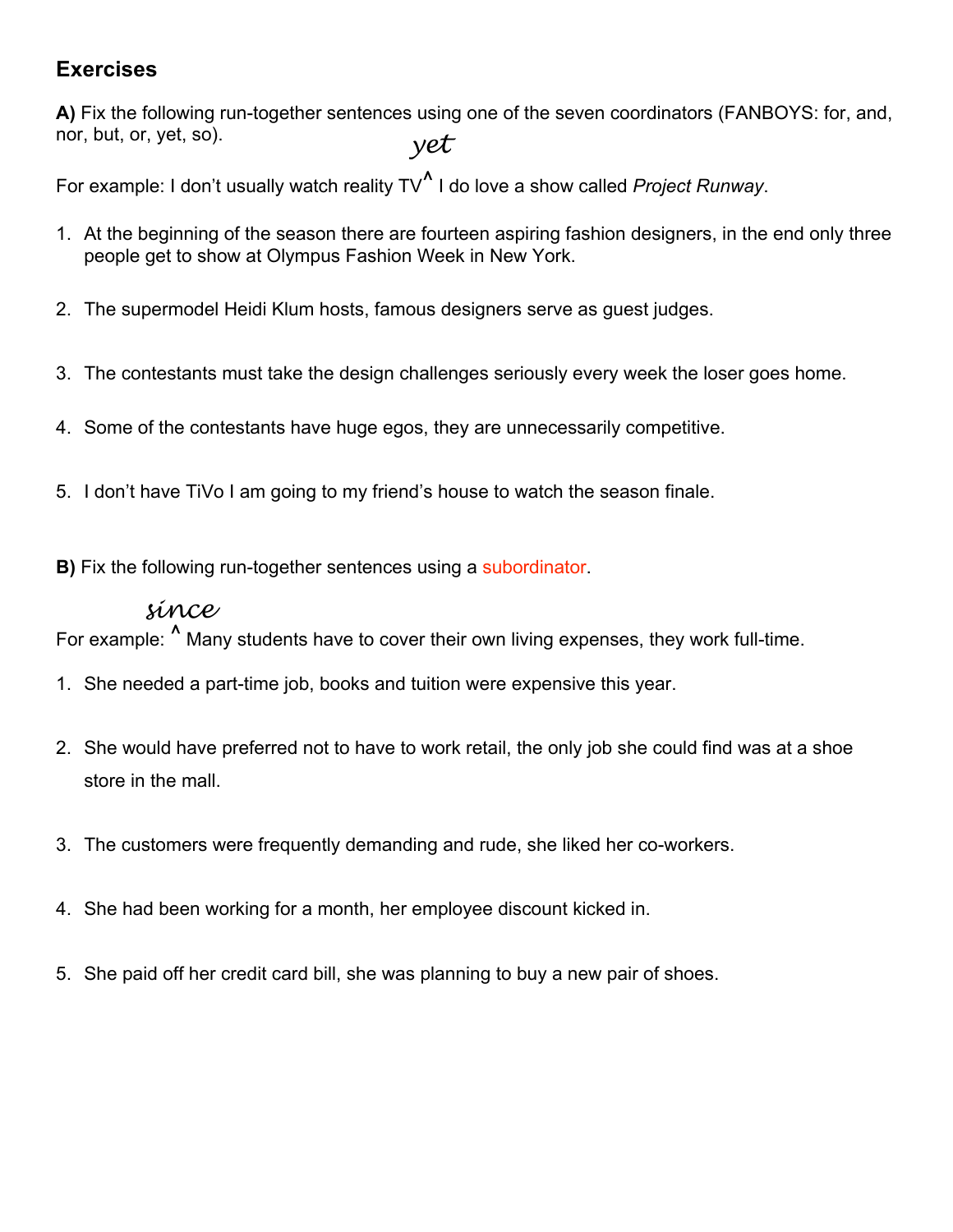## Exercises

**A)** Fix the following run-together sentences using one of the seven coordinators (FANBOYS: for, and, nor, but, or, yet, so).

For example: I don't usually watch reality TV^ *yet* I do love a show called *Project Runway*.

1. At the beginning of the season there are fourteen aspiring fashion designers, in the end only three people get to show at Olympus Fashion Week in New York.

2. The supermodel Heidi Klum hosts, famous designers serve as guest judges.

3. The contestants must take the design challenges seriously every week the loser goes home.

4. Some of the contestants have huge egos, they are unnecessarily competitive.

5. I don't have TiVo I am going to my friend's house to watch the season finale.

**B)** Fix the following run-together sentences using a subordinator.

For example: ^ *since* Many students have to cover their own living expenses, they work full-time.

1. She needed a part-time job, books and tuition were expensive this year.

2. She would have preferred not to have to work retail, the only job she could find was at a shoe store in the mall.

3. The customers were frequently demanding and rude, she liked her co-workers.

4. She had been working for a month, her employee discount kicked in.

5. She paid off her credit card bill, she was planning to buy a new pair of shoes.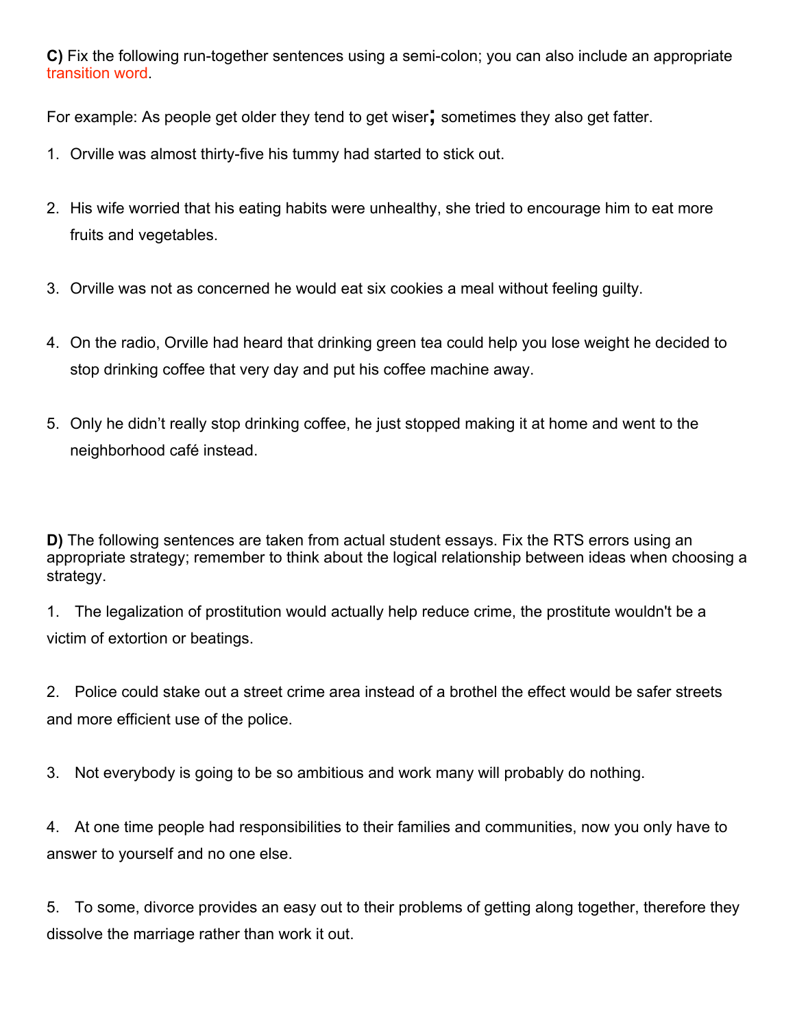**C)** Fix the following run-together sentences using a semi-colon; you can also include an appropriate transition word.

For example: As people get older they tend to get wiser**;** sometimes they also get fatter.

1. Orville was almost thirty-five his tummy had started to stick out.

2. His wife worried that his eating habits were unhealthy, she tried to encourage him to eat more fruits and vegetables.

3. Orville was not as concerned he would eat six cookies a meal without feeling guilty.

4. On the radio, Orville had heard that drinking green tea could help you lose weight he decided to stop drinking coffee that very day and put his coffee machine away.

5. Only he didn't really stop drinking coffee, he just stopped making it at home and went to the neighborhood café instead.

**D)** The following sentences are taken from actual student essays. Fix the RTS errors using an appropriate strategy; remember to think about the logical relationship between ideas when choosing a strategy.

1. The legalization of prostitution would actually help reduce crime, the prostitute wouldn't be a victim of extortion or beatings.

2. Police could stake out a street crime area instead of a brothel the effect would be safer streets and more efficient use of the police.

3. Not everybody is going to be so ambitious and work many will probably do nothing.

4. At one time people had responsibilities to their families and communities, now you only have to answer to yourself and no one else.

5. To some, divorce provides an easy out to their problems of getting along together, therefore they dissolve the marriage rather than work it out.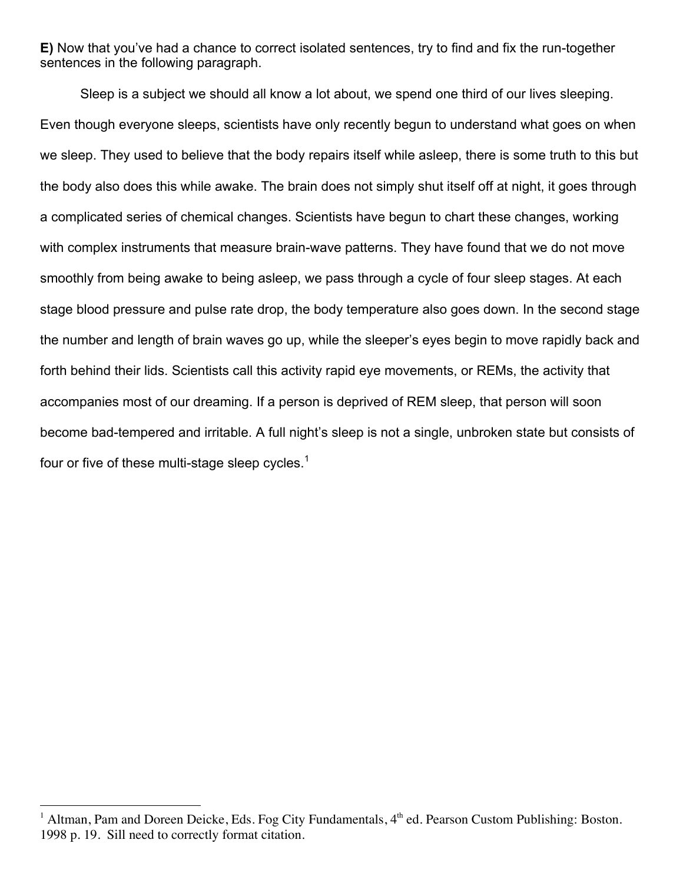**E)** Now that you've had a chance to correct isolated sentences, try to find and fix the run-together sentences in the following paragraph.

Sleep is a subject we should all know a lot about, we spend one third of our lives sleeping. Even though everyone sleeps, scientists have only recently begun to understand what goes on when we sleep. They used to believe that the body repairs itself while asleep, there is some truth to this but the body also does this while awake. The brain does not simply shut itself off at night, it goes through a complicated series of chemical changes. Scientists have begun to chart these changes, working with complex instruments that measure brain-wave patterns. They have found that we do not move smoothly from being awake to being asleep, we pass through a cycle of four sleep stages. At each stage blood pressure and pulse rate drop, the body temperature also goes down. In the second stage the number and length of brain waves go up, while the sleeper's eyes begin to move rapidly back and forth behind their lids. Scientists call this activity rapid eye movements, or REMs, the activity that accompanies most of our dreaming. If a person is deprived of REM sleep, that person will soon become bad-tempered and irritable. A full night's sleep is not a single, unbroken state but consists of four or five of these multi-stage sleep cycles.[1]

---

[1] Altman, Pam and Doreen Deicke, Eds. Fog City Fundamentals, 4th ed. Pearson Custom Publishing: Boston. 1998 p. 19. Sill need to correctly format citation.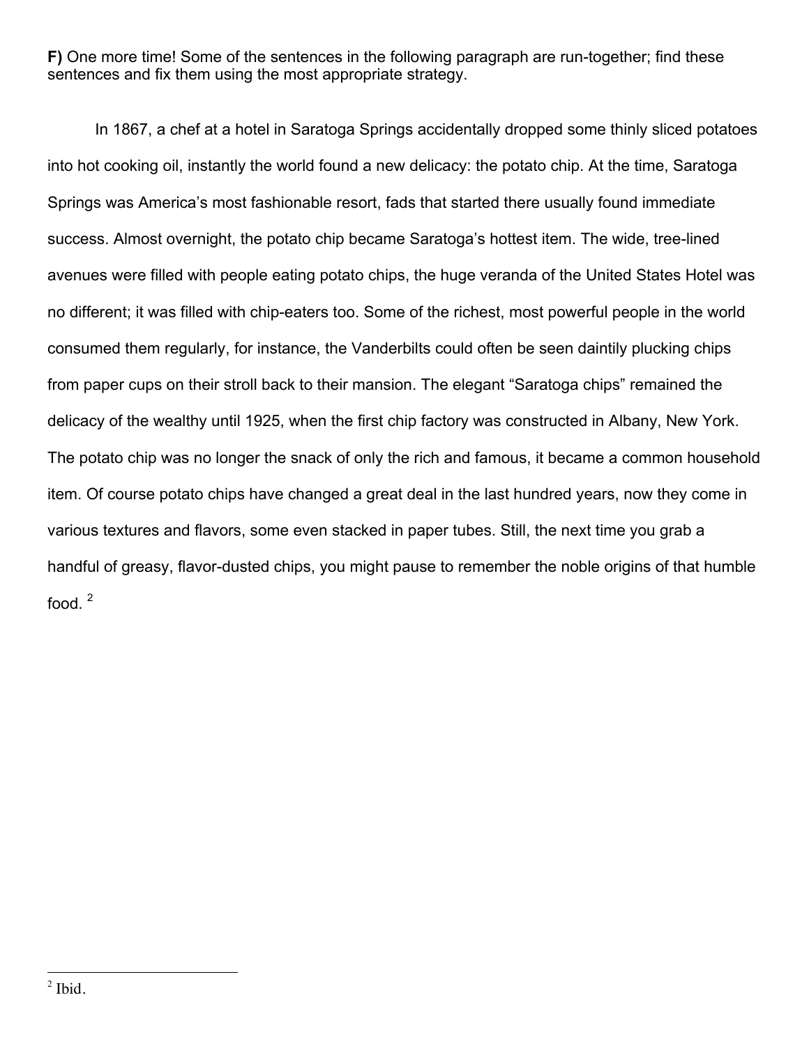**F)** One more time! Some of the sentences in the following paragraph are run-together; find these sentences and fix them using the most appropriate strategy.

In 1867, a chef at a hotel in Saratoga Springs accidentally dropped some thinly sliced potatoes into hot cooking oil, instantly the world found a new delicacy: the potato chip. At the time, Saratoga Springs was America's most fashionable resort, fads that started there usually found immediate success. Almost overnight, the potato chip became Saratoga's hottest item. The wide, tree-lined avenues were filled with people eating potato chips, the huge veranda of the United States Hotel was no different; it was filled with chip-eaters too. Some of the richest, most powerful people in the world consumed them regularly, for instance, the Vanderbilts could often be seen daintily plucking chips from paper cups on their stroll back to their mansion. The elegant "Saratoga chips" remained the delicacy of the wealthy until 1925, when the first chip factory was constructed in Albany, New York. The potato chip was no longer the snack of only the rich and famous, it became a common household item. Of course potato chips have changed a great deal in the last hundred years, now they come in various textures and flavors, some even stacked in paper tubes. Still, the next time you grab a handful of greasy, flavor-dusted chips, you might pause to remember the noble origins of that humble food. [2]

---

[2] Ibid.